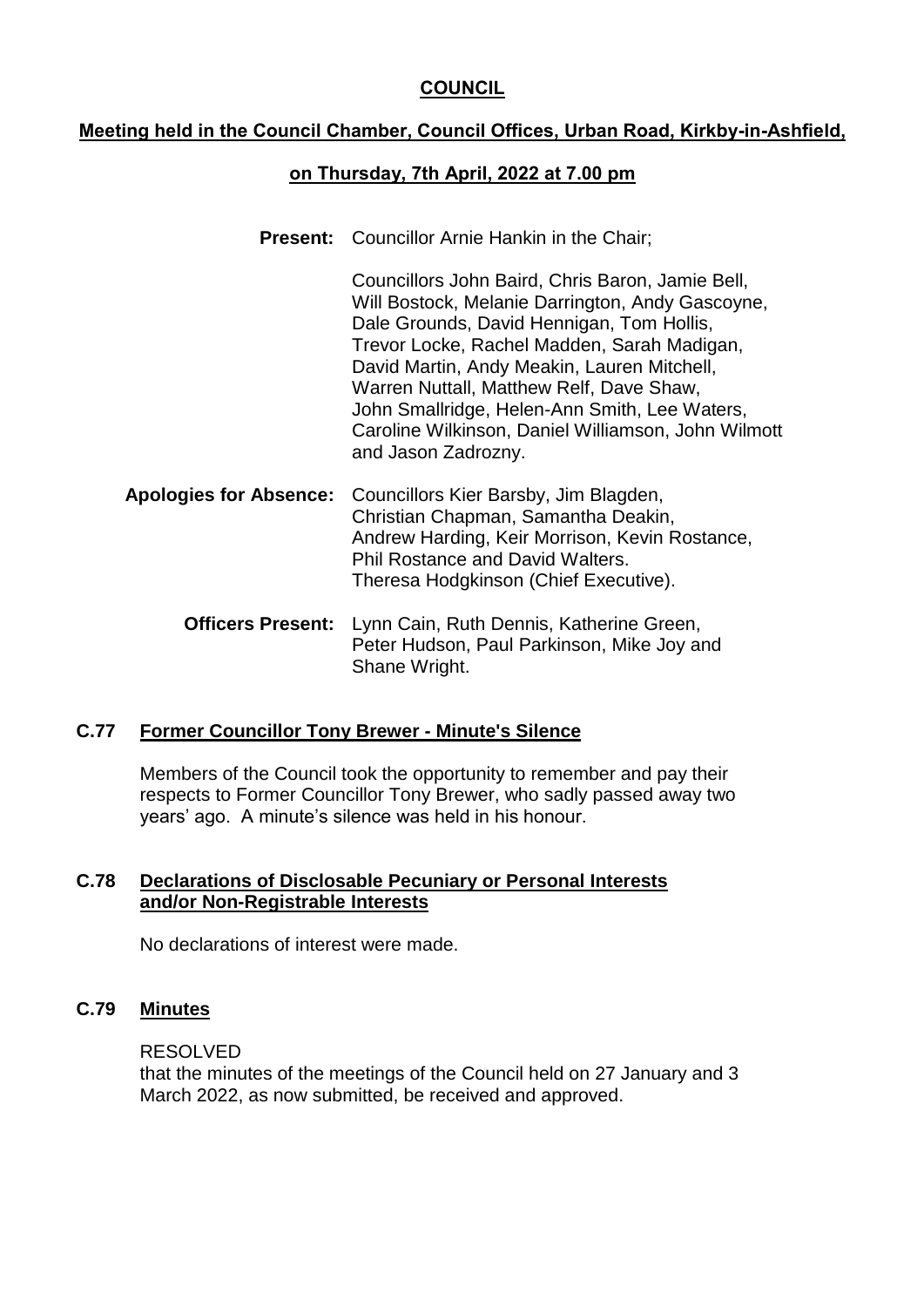# COUNCIL

## Meeting held in the Council Chamber, Council Offices, Urban Road, Kirkby-in-Ashfield,

## on Thursday, 7th April, 2022 at 7.00 pm

**Present:** Councillor Arnie Hankin in the Chair;

Councillors John Baird, Chris Baron, Jamie Bell, Will Bostock, Melanie Darrington, Andy Gascoyne, Dale Grounds, David Hennigan, Tom Hollis, Trevor Locke, Rachel Madden, Sarah Madigan, David Martin, Andy Meakin, Lauren Mitchell, Warren Nuttall, Matthew Relf, Dave Shaw, John Smallridge, Helen-Ann Smith, Lee Waters, Caroline Wilkinson, Daniel Williamson, John Wilmott and Jason Zadrozny.

**Apologies for Absence:** Councillors Kier Barsby, Jim Blagden, Christian Chapman, Samantha Deakin, Andrew Harding, Keir Morrison, Kevin Rostance, Phil Rostance and David Walters.
Theresa Hodgkinson (Chief Executive).

**Officers Present:** Lynn Cain, Ruth Dennis, Katherine Green, Peter Hudson, Paul Parkinson, Mike Joy and Shane Wright.

## C.77 Former Councillor Tony Brewer - Minute's Silence

Members of the Council took the opportunity to remember and pay their respects to Former Councillor Tony Brewer, who sadly passed away two years' ago. A minute's silence was held in his honour.

## C.78 Declarations of Disclosable Pecuniary or Personal Interests and/or Non-Registrable Interests

No declarations of interest were made.

## C.79 Minutes

RESOLVED
that the minutes of the meetings of the Council held on 27 January and 3 March 2022, as now submitted, be received and approved.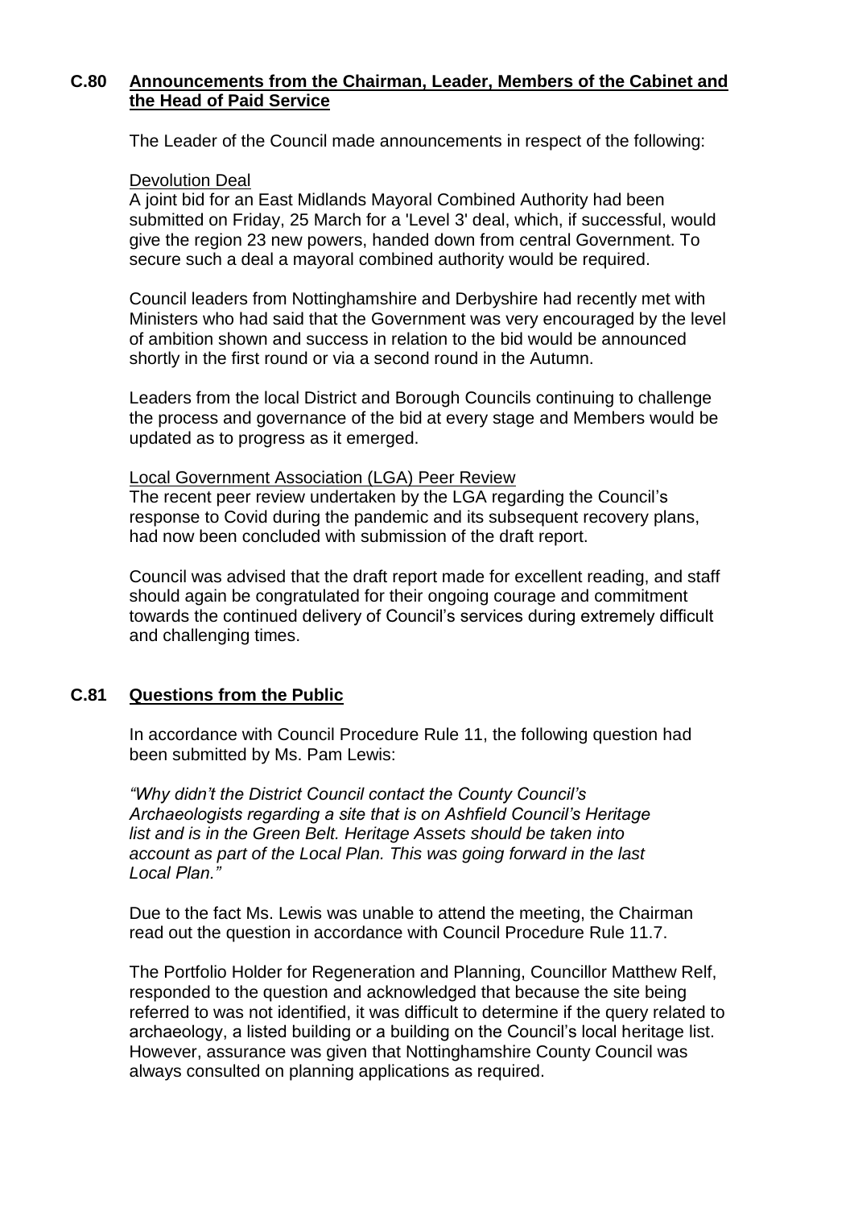**C.80 Announcements from the Chairman, Leader, Members of the Cabinet and the Head of Paid Service**

The Leader of the Council made announcements in respect of the following:

Devolution Deal

A joint bid for an East Midlands Mayoral Combined Authority had been submitted on Friday, 25 March for a 'Level 3' deal, which, if successful, would give the region 23 new powers, handed down from central Government. To secure such a deal a mayoral combined authority would be required.

Council leaders from Nottinghamshire and Derbyshire had recently met with Ministers who had said that the Government was very encouraged by the level of ambition shown and success in relation to the bid would be announced shortly in the first round or via a second round in the Autumn.

Leaders from the local District and Borough Councils continuing to challenge the process and governance of the bid at every stage and Members would be updated as to progress as it emerged.

Local Government Association (LGA) Peer Review

The recent peer review undertaken by the LGA regarding the Council's response to Covid during the pandemic and its subsequent recovery plans, had now been concluded with submission of the draft report.

Council was advised that the draft report made for excellent reading, and staff should again be congratulated for their ongoing courage and commitment towards the continued delivery of Council's services during extremely difficult and challenging times.

**C.81 Questions from the Public**

In accordance with Council Procedure Rule 11, the following question had been submitted by Ms. Pam Lewis:

*"Why didn't the District Council contact the County Council's Archaeologists regarding a site that is on Ashfield Council's Heritage list and is in the Green Belt. Heritage Assets should be taken into account as part of the Local Plan. This was going forward in the last Local Plan."*

Due to the fact Ms. Lewis was unable to attend the meeting, the Chairman read out the question in accordance with Council Procedure Rule 11.7.

The Portfolio Holder for Regeneration and Planning, Councillor Matthew Relf, responded to the question and acknowledged that because the site being referred to was not identified, it was difficult to determine if the query related to archaeology, a listed building or a building on the Council's local heritage list. However, assurance was given that Nottinghamshire County Council was always consulted on planning applications as required.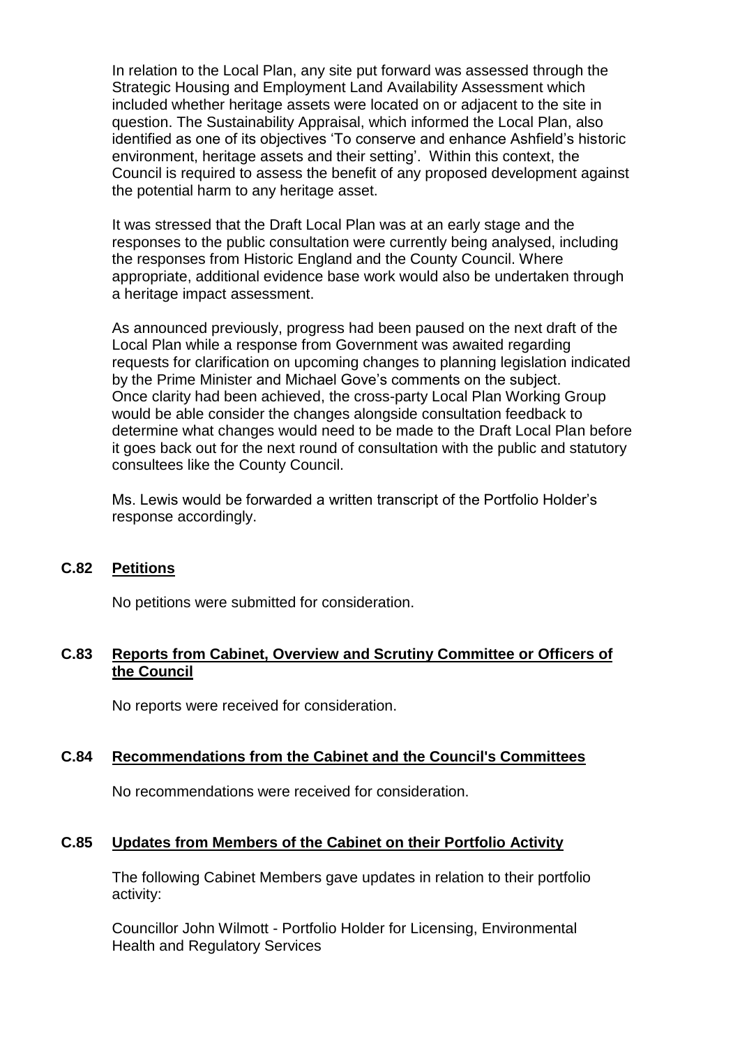In relation to the Local Plan, any site put forward was assessed through the Strategic Housing and Employment Land Availability Assessment which included whether heritage assets were located on or adjacent to the site in question. The Sustainability Appraisal, which informed the Local Plan, also identified as one of its objectives 'To conserve and enhance Ashfield's historic environment, heritage assets and their setting'. Within this context, the Council is required to assess the benefit of any proposed development against the potential harm to any heritage asset.

It was stressed that the Draft Local Plan was at an early stage and the responses to the public consultation were currently being analysed, including the responses from Historic England and the County Council. Where appropriate, additional evidence base work would also be undertaken through a heritage impact assessment.

As announced previously, progress had been paused on the next draft of the Local Plan while a response from Government was awaited regarding requests for clarification on upcoming changes to planning legislation indicated by the Prime Minister and Michael Gove's comments on the subject. Once clarity had been achieved, the cross-party Local Plan Working Group would be able consider the changes alongside consultation feedback to determine what changes would need to be made to the Draft Local Plan before it goes back out for the next round of consultation with the public and statutory consultees like the County Council.

Ms. Lewis would be forwarded a written transcript of the Portfolio Holder's response accordingly.

## C.82 Petitions

No petitions were submitted for consideration.

## C.83 Reports from Cabinet, Overview and Scrutiny Committee or Officers of the Council

No reports were received for consideration.

## C.84 Recommendations from the Cabinet and the Council's Committees

No recommendations were received for consideration.

## C.85 Updates from Members of the Cabinet on their Portfolio Activity

The following Cabinet Members gave updates in relation to their portfolio activity:

Councillor John Wilmott - Portfolio Holder for Licensing, Environmental Health and Regulatory Services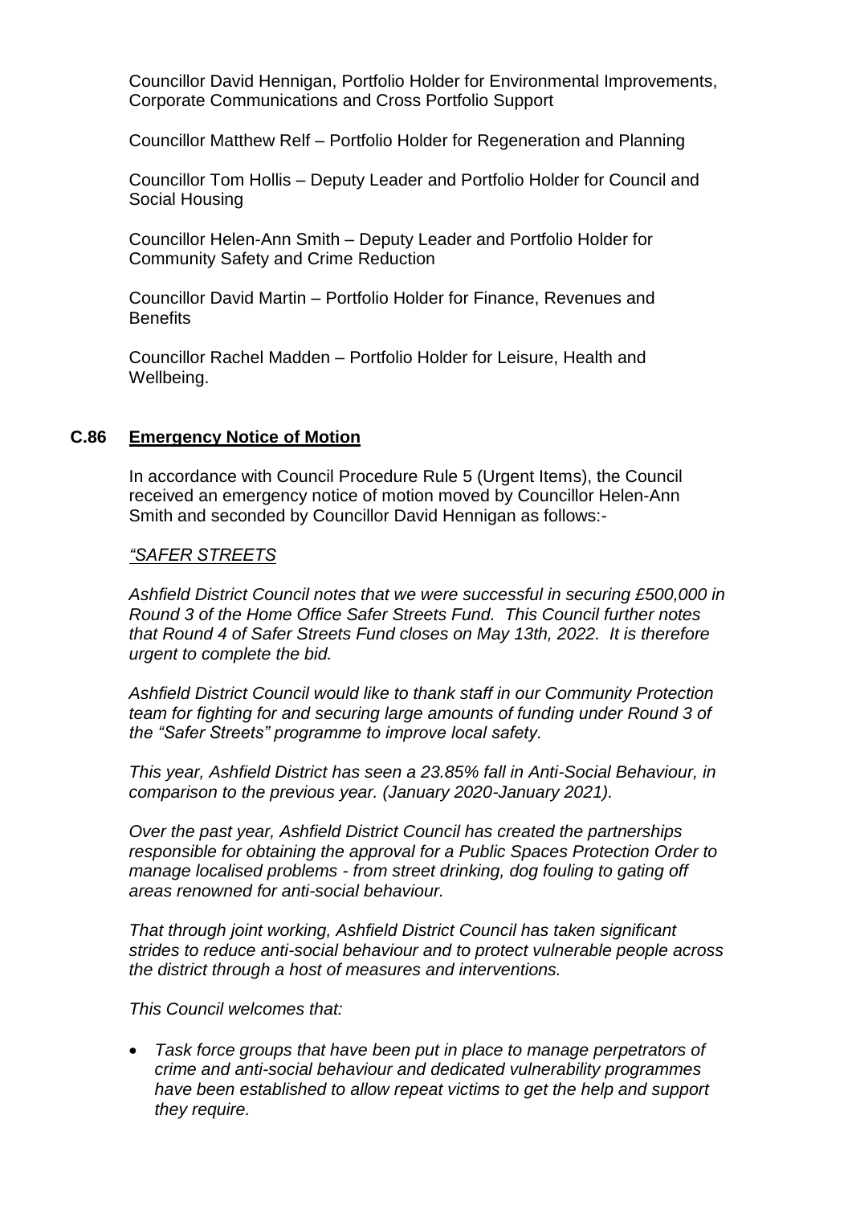Councillor David Hennigan, Portfolio Holder for Environmental Improvements, Corporate Communications and Cross Portfolio Support

Councillor Matthew Relf – Portfolio Holder for Regeneration and Planning

Councillor Tom Hollis – Deputy Leader and Portfolio Holder for Council and Social Housing

Councillor Helen-Ann Smith – Deputy Leader and Portfolio Holder for Community Safety and Crime Reduction

Councillor David Martin – Portfolio Holder for Finance, Revenues and Benefits

Councillor Rachel Madden – Portfolio Holder for Leisure, Health and Wellbeing.

## C.86 <u>Emergency Notice of Motion</u>

In accordance with Council Procedure Rule 5 (Urgent Items), the Council received an emergency notice of motion moved by Councillor Helen-Ann Smith and seconded by Councillor David Hennigan as follows:-

*<u>"SAFER STREETS</u>*

*Ashfield District Council notes that we were successful in securing £500,000 in Round 3 of the Home Office Safer Streets Fund. This Council further notes that Round 4 of Safer Streets Fund closes on May 13th, 2022. It is therefore urgent to complete the bid.*

*Ashfield District Council would like to thank staff in our Community Protection team for fighting for and securing large amounts of funding under Round 3 of the "Safer Streets" programme to improve local safety.*

*This year, Ashfield District has seen a 23.85% fall in Anti-Social Behaviour, in comparison to the previous year. (January 2020-January 2021).*

*Over the past year, Ashfield District Council has created the partnerships responsible for obtaining the approval for a Public Spaces Protection Order to manage localised problems - from street drinking, dog fouling to gating off areas renowned for anti-social behaviour.*

*That through joint working, Ashfield District Council has taken significant strides to reduce anti-social behaviour and to protect vulnerable people across the district through a host of measures and interventions.*

*This Council welcomes that:*

- *Task force groups that have been put in place to manage perpetrators of crime and anti-social behaviour and dedicated vulnerability programmes have been established to allow repeat victims to get the help and support they require.*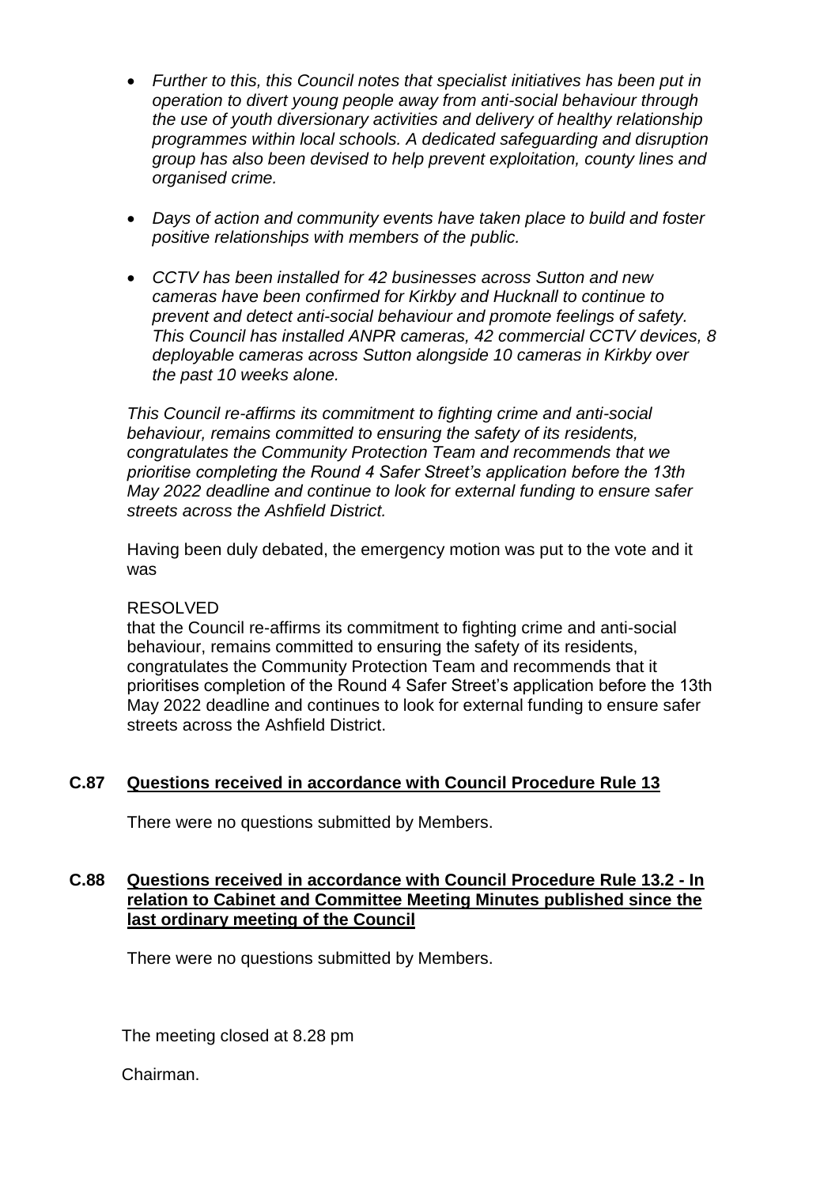- *Further to this, this Council notes that specialist initiatives has been put in operation to divert young people away from anti-social behaviour through the use of youth diversionary activities and delivery of healthy relationship programmes within local schools. A dedicated safeguarding and disruption group has also been devised to help prevent exploitation, county lines and organised crime.*

- *Days of action and community events have taken place to build and foster positive relationships with members of the public.*

- *CCTV has been installed for 42 businesses across Sutton and new cameras have been confirmed for Kirkby and Hucknall to continue to prevent and detect anti-social behaviour and promote feelings of safety. This Council has installed ANPR cameras, 42 commercial CCTV devices, 8 deployable cameras across Sutton alongside 10 cameras in Kirkby over the past 10 weeks alone.*

*This Council re-affirms its commitment to fighting crime and anti-social behaviour, remains committed to ensuring the safety of its residents, congratulates the Community Protection Team and recommends that we prioritise completing the Round 4 Safer Street's application before the 13th May 2022 deadline and continue to look for external funding to ensure safer streets across the Ashfield District.*

Having been duly debated, the emergency motion was put to the vote and it was

RESOLVED
that the Council re-affirms its commitment to fighting crime and anti-social behaviour, remains committed to ensuring the safety of its residents, congratulates the Community Protection Team and recommends that it prioritises completion of the Round 4 Safer Street's application before the 13th May 2022 deadline and continues to look for external funding to ensure safer streets across the Ashfield District.

## C.87 Questions received in accordance with Council Procedure Rule 13

There were no questions submitted by Members.

## C.88 Questions received in accordance with Council Procedure Rule 13.2 - In relation to Cabinet and Committee Meeting Minutes published since the last ordinary meeting of the Council

There were no questions submitted by Members.

The meeting closed at 8.28 pm

Chairman.